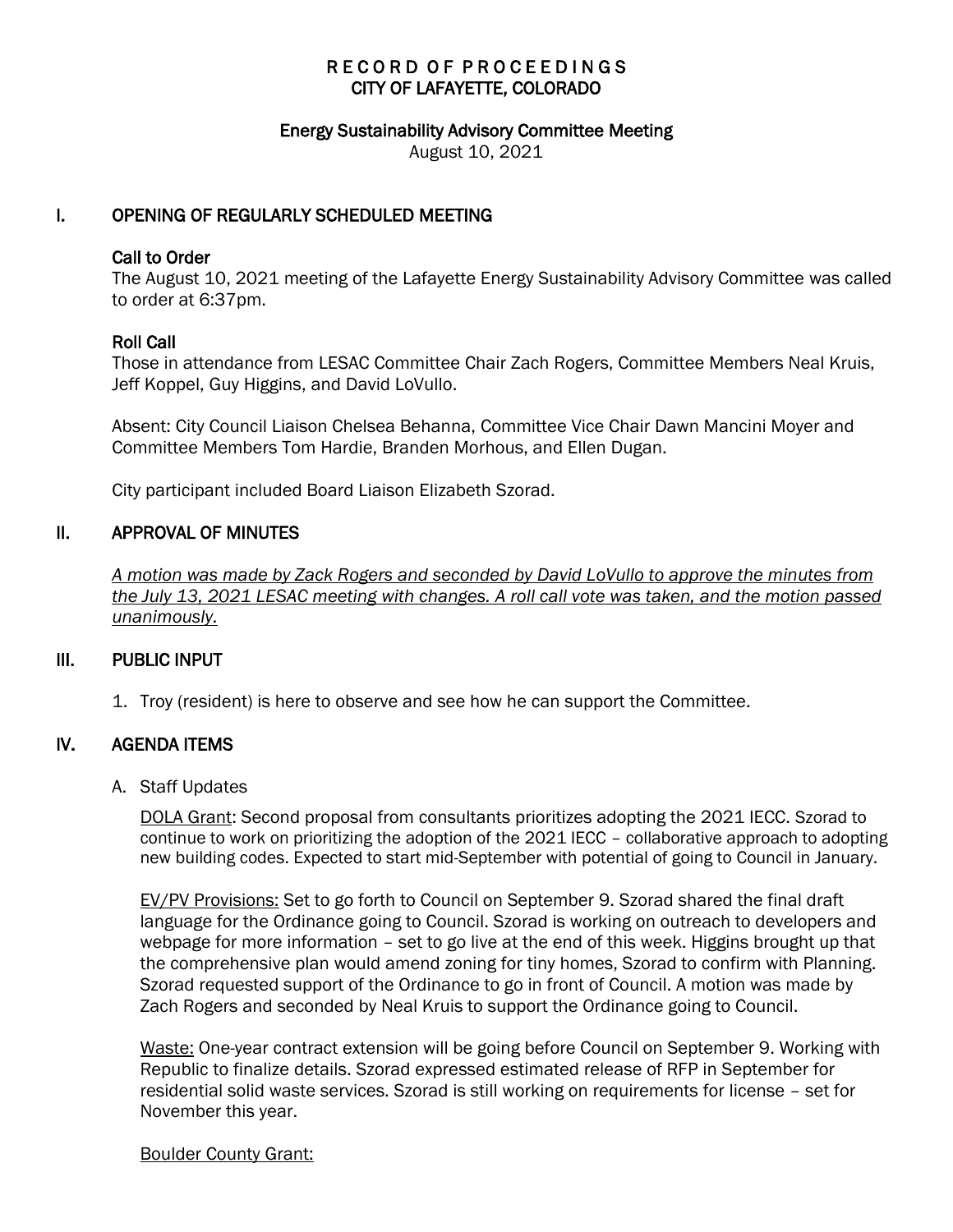# RECORD OF PROCEEDINGS
# CITY OF LAFAYETTE, COLORADO

## Energy Sustainability Advisory Committee Meeting

August 10, 2021

## I. OPENING OF REGULARLY SCHEDULED MEETING

### Call to Order

The August 10, 2021 meeting of the Lafayette Energy Sustainability Advisory Committee was called to order at 6:37pm.

### Roll Call

Those in attendance from LESAC Committee Chair Zach Rogers, Committee Members Neal Kruis, Jeff Koppel, Guy Higgins, and David LoVullo.

Absent: City Council Liaison Chelsea Behanna, Committee Vice Chair Dawn Mancini Moyer and Committee Members Tom Hardie, Branden Morhous, and Ellen Dugan.

City participant included Board Liaison Elizabeth Szorad.

## II. APPROVAL OF MINUTES

*A motion was made by Zack Rogers and seconded by David LoVullo to approve the minutes from the July 13, 2021 LESAC meeting with changes. A roll call vote was taken, and the motion passed unanimously.*

## III. PUBLIC INPUT

1. Troy (resident) is here to observe and see how he can support the Committee.

## IV. AGENDA ITEMS

A. Staff Updates

DOLA Grant: Second proposal from consultants prioritizes adopting the 2021 IECC. Szorad to continue to work on prioritizing the adoption of the 2021 IECC – collaborative approach to adopting new building codes. Expected to start mid-September with potential of going to Council in January.

EV/PV Provisions: Set to go forth to Council on September 9. Szorad shared the final draft language for the Ordinance going to Council. Szorad is working on outreach to developers and webpage for more information – set to go live at the end of this week. Higgins brought up that the comprehensive plan would amend zoning for tiny homes, Szorad to confirm with Planning. Szorad requested support of the Ordinance to go in front of Council. A motion was made by Zach Rogers and seconded by Neal Kruis to support the Ordinance going to Council.

Waste: One-year contract extension will be going before Council on September 9. Working with Republic to finalize details. Szorad expressed estimated release of RFP in September for residential solid waste services. Szorad is still working on requirements for license – set for November this year.

Boulder County Grant: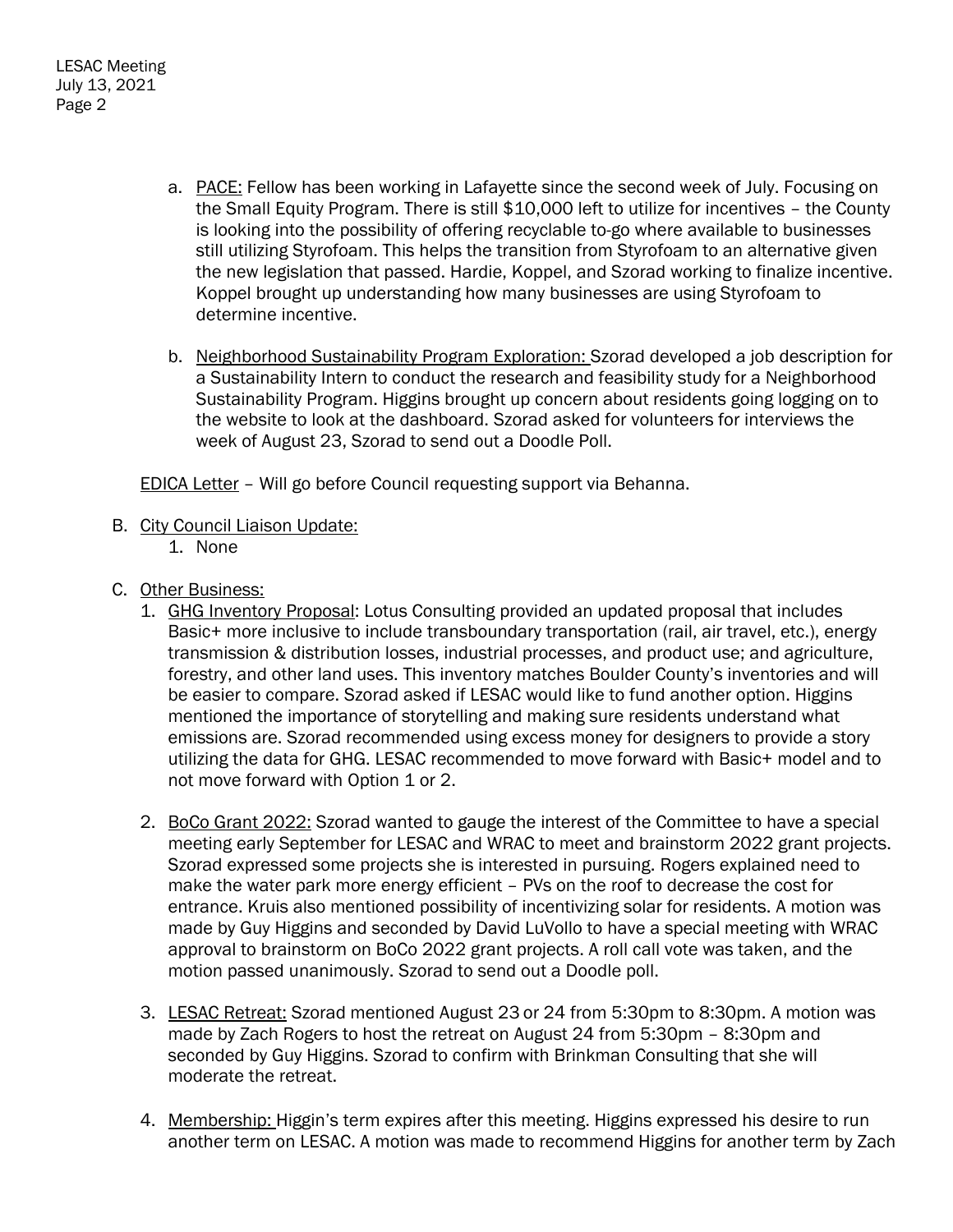a. PACE: Fellow has been working in Lafayette since the second week of July. Focusing on the Small Equity Program. There is still $10,000 left to utilize for incentives – the County is looking into the possibility of offering recyclable to-go where available to businesses still utilizing Styrofoam. This helps the transition from Styrofoam to an alternative given the new legislation that passed. Hardie, Koppel, and Szorad working to finalize incentive. Koppel brought up understanding how many businesses are using Styrofoam to determine incentive.

b. Neighborhood Sustainability Program Exploration: Szorad developed a job description for a Sustainability Intern to conduct the research and feasibility study for a Neighborhood Sustainability Program. Higgins brought up concern about residents going logging on to the website to look at the dashboard. Szorad asked for volunteers for interviews the week of August 23, Szorad to send out a Doodle Poll.

EDICA Letter – Will go before Council requesting support via Behanna.

B. City Council Liaison Update:
   1. None

C. Other Business:
   1. GHG Inventory Proposal: Lotus Consulting provided an updated proposal that includes Basic+ more inclusive to include transboundary transportation (rail, air travel, etc.), energy transmission & distribution losses, industrial processes, and product use; and agriculture, forestry, and other land uses. This inventory matches Boulder County's inventories and will be easier to compare. Szorad asked if LESAC would like to fund another option. Higgins mentioned the importance of storytelling and making sure residents understand what emissions are. Szorad recommended using excess money for designers to provide a story utilizing the data for GHG. LESAC recommended to move forward with Basic+ model and to not move forward with Option 1 or 2.

   2. BoCo Grant 2022: Szorad wanted to gauge the interest of the Committee to have a special meeting early September for LESAC and WRAC to meet and brainstorm 2022 grant projects. Szorad expressed some projects she is interested in pursuing. Rogers explained need to make the water park more energy efficient – PVs on the roof to decrease the cost for entrance. Kruis also mentioned possibility of incentivizing solar for residents. A motion was made by Guy Higgins and seconded by David LuVollo to have a special meeting with WRAC approval to brainstorm on BoCo 2022 grant projects. A roll call vote was taken, and the motion passed unanimously. Szorad to send out a Doodle poll.

   3. LESAC Retreat: Szorad mentioned August 23 or 24 from 5:30pm to 8:30pm. A motion was made by Zach Rogers to host the retreat on August 24 from 5:30pm – 8:30pm and seconded by Guy Higgins. Szorad to confirm with Brinkman Consulting that she will moderate the retreat.

   4. Membership: Higgin's term expires after this meeting. Higgins expressed his desire to run another term on LESAC. A motion was made to recommend Higgins for another term by Zach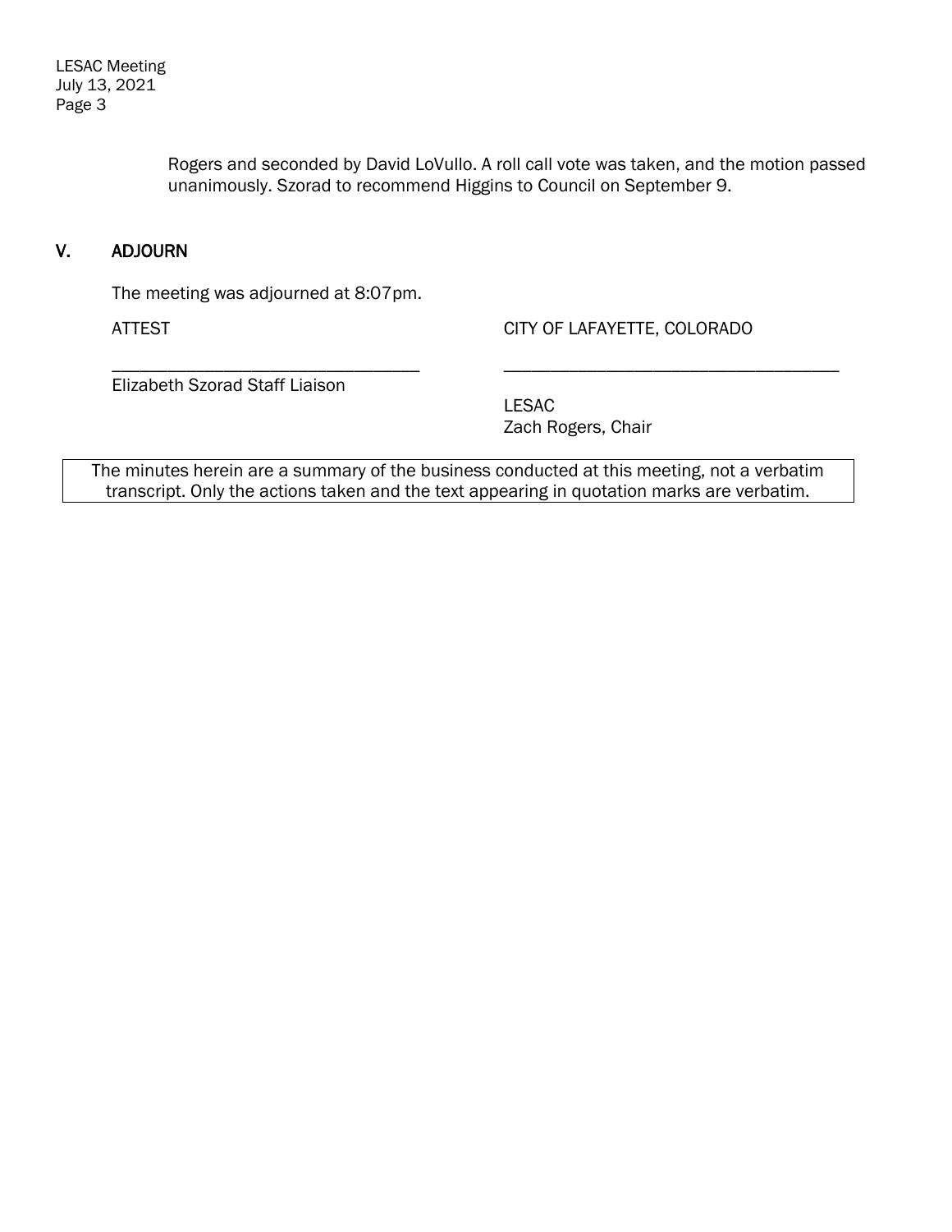Rogers and seconded by David LoVullo. A roll call vote was taken, and the motion passed unanimously. Szorad to recommend Higgins to Council on September 9.

## V. ADJOURN

The meeting was adjourned at 8:07pm.

ATTEST

_________________________________
Elizabeth Szorad Staff Liaison

CITY OF LAFAYETTE, COLORADO

_____________________________________
LESAC
Zach Rogers, Chair

The minutes herein are a summary of the business conducted at this meeting, not a verbatim transcript. Only the actions taken and the text appearing in quotation marks are verbatim.